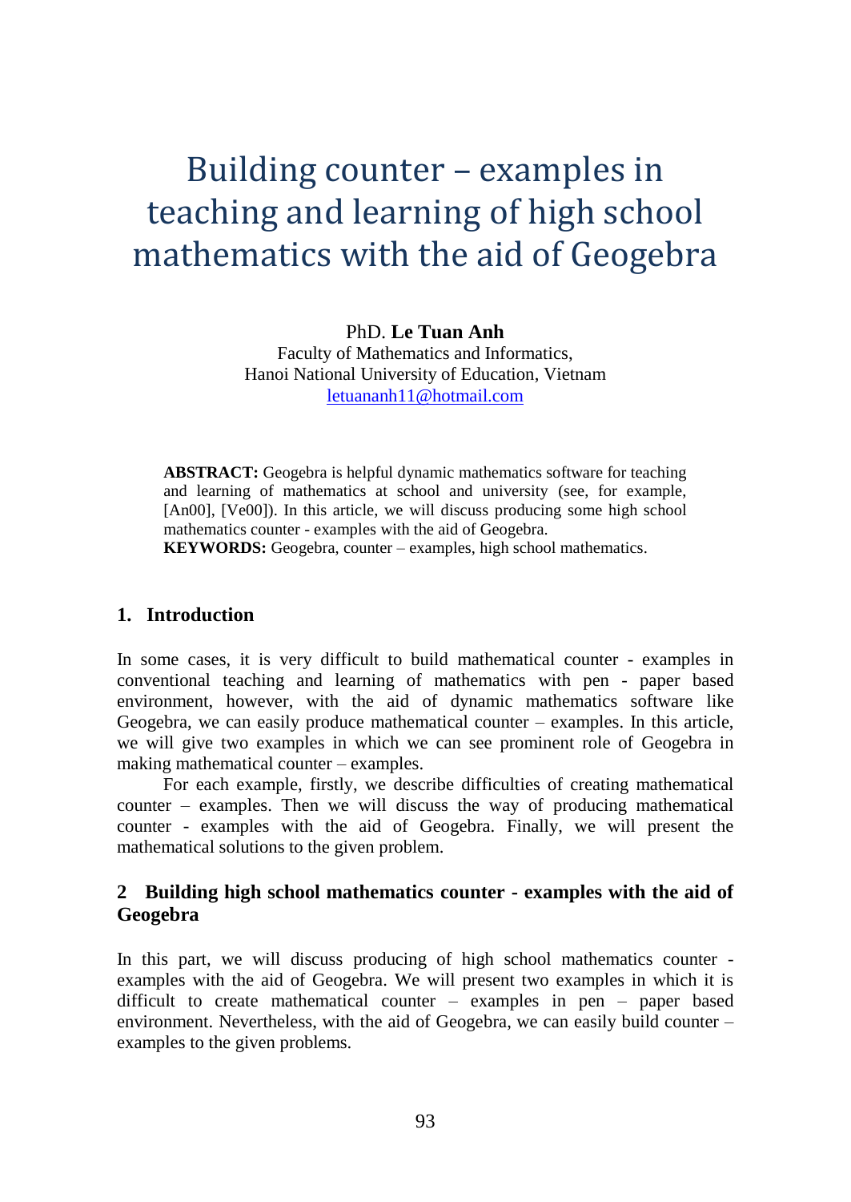# Building counter – examples in teaching and learning of high school mathematics with the aid of Geogebra

PhD. **Le Tuan Anh**
Faculty of Mathematics and Informatics,
Hanoi National University of Education, Vietnam
letuananh11@hotmail.com

**ABSTRACT:** Geogebra is helpful dynamic mathematics software for teaching and learning of mathematics at school and university (see, for example, [An00], [Ve00]). In this article, we will discuss producing some high school mathematics counter - examples with the aid of Geogebra.
**KEYWORDS:** Geogebra, counter – examples, high school mathematics.

## 1. Introduction

In some cases, it is very difficult to build mathematical counter - examples in conventional teaching and learning of mathematics with pen - paper based environment, however, with the aid of dynamic mathematics software like Geogebra, we can easily produce mathematical counter – examples. In this article, we will give two examples in which we can see prominent role of Geogebra in making mathematical counter – examples.

For each example, firstly, we describe difficulties of creating mathematical counter – examples. Then we will discuss the way of producing mathematical counter - examples with the aid of Geogebra. Finally, we will present the mathematical solutions to the given problem.

## 2 Building high school mathematics counter - examples with the aid of Geogebra

In this part, we will discuss producing of high school mathematics counter - examples with the aid of Geogebra. We will present two examples in which it is difficult to create mathematical counter – examples in pen – paper based environment. Nevertheless, with the aid of Geogebra, we can easily build counter – examples to the given problems.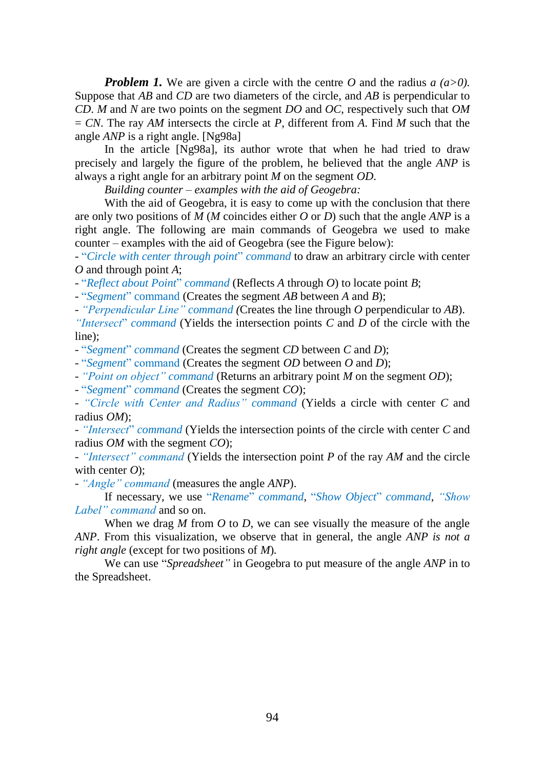***Problem 1.*** We are given a circle with the centre $O$ and the radius $a$ $(a>0)$. Suppose that $AB$ and $CD$ are two diameters of the circle, and $AB$ is perpendicular to $CD$. $M$ and $N$ are two points on the segment $DO$ and $OC$, respectively such that $OM = CN$. The ray $AM$ intersects the circle at $P$, different from $A$. Find $M$ such that the angle $ANP$ is a right angle. [Ng98a]

In the article [Ng98a], its author wrote that when he had tried to draw precisely and largely the figure of the problem, he believed that the angle $ANP$ is always a right angle for an arbitrary point $M$ on the segment $OD$.

*Building counter – examples with the aid of Geogebra:*

With the aid of Geogebra, it is easy to come up with the conclusion that there are only two positions of $M$ ($M$ coincides either $O$ or $D$) such that the angle $ANP$ is a right angle. The following are main commands of Geogebra we used to make counter – examples with the aid of Geogebra (see the Figure below):

- "*Circle with center through point*" *command* to draw an arbitrary circle with center $O$ and through point $A$;
- "*Reflect about Point*" *command* (Reflects $A$ through $O$) to locate point $B$;
- "*Segment*" command (Creates the segment $AB$ between $A$ and $B$);
- *"Perpendicular Line" command* (Creates the line through $O$ perpendicular to $AB$). *"Intersect" command* (Yields the intersection points $C$ and $D$ of the circle with the line);
- "*Segment*" *command* (Creates the segment $CD$ between $C$ and $D$);
- "*Segment*" command (Creates the segment $OD$ between $O$ and $D$);
- *"Point on object" command* (Returns an arbitrary point $M$ on the segment $OD$);
- "*Segment*" *command* (Creates the segment $CO$);
- *"Circle with Center and Radius" command* (Yields a circle with center $C$ and radius $OM$);
- *"Intersect" command* (Yields the intersection points of the circle with center $C$ and radius $OM$ with the segment $CO$);
- *"Intersect" command* (Yields the intersection point $P$ of the ray $AM$ and the circle with center $O$);
- *"Angle" command* (measures the angle $ANP$).

If necessary, we use "*Rename*" *command*, "*Show Object*" *command*, *"Show Label" command* and so on.

When we drag $M$ from $O$ to $D$, we can see visually the measure of the angle $ANP$. From this visualization, we observe that in general, the angle *ANP is not a right angle* (except for two positions of $M$).

We can use "*Spreadsheet"* in Geogebra to put measure of the angle $ANP$ in to the Spreadsheet.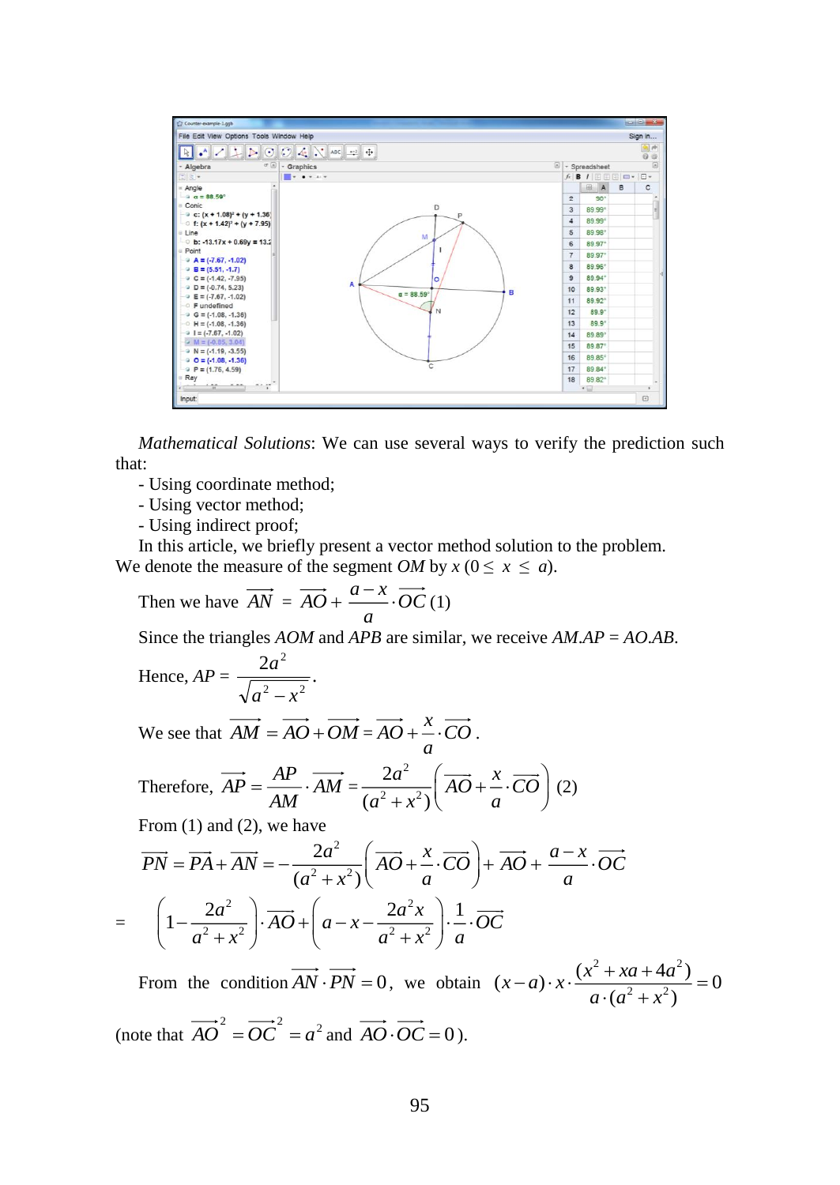*Mathematical Solutions*: We can use several ways to verify the prediction such that:

- Using coordinate method;
- Using vector method;
- Using indirect proof;

In this article, we briefly present a vector method solution to the problem.

We denote the measure of the segment $OM$ by $x$ ($0 \leq x \leq a$).

Then we have $\overrightarrow{AN} = \overrightarrow{AO} + \dfrac{a-x}{a} \cdot \overrightarrow{OC}$ (1)

Since the triangles $AOM$ and $APB$ are similar, we receive $AM.AP = AO.AB$.

Hence, $AP = \dfrac{2a^2}{\sqrt{a^2 - x^2}}$.

We see that $\overrightarrow{AM} = \overrightarrow{AO} + \overrightarrow{OM} = \overrightarrow{AO} + \dfrac{x}{a} \cdot \overrightarrow{CO}$.

Therefore, $\overrightarrow{AP} = \dfrac{AP}{AM} \cdot \overrightarrow{AM} = \dfrac{2a^2}{(a^2 + x^2)}\left(\overrightarrow{AO} + \dfrac{x}{a} \cdot \overrightarrow{CO}\right)$ (2)

From (1) and (2), we have

$$\overrightarrow{PN} = \overrightarrow{PA} + \overrightarrow{AN} = -\frac{2a^2}{(a^2 + x^2)}\left(\overrightarrow{AO} + \frac{x}{a} \cdot \overrightarrow{CO}\right) + \overrightarrow{AO} + \frac{a-x}{a} \cdot \overrightarrow{OC}$$

$$= \left(1 - \frac{2a^2}{a^2 + x^2}\right) \cdot \overrightarrow{AO} + \left(a - x - \frac{2a^2 x}{a^2 + x^2}\right) \cdot \frac{1}{a} \cdot \overrightarrow{OC}$$

From the condition $\overrightarrow{AN} \cdot \overrightarrow{PN} = 0$, we obtain $(x-a) \cdot x \cdot \dfrac{(x^2 + xa + 4a^2)}{a \cdot (a^2 + x^2)} = 0$

(note that $\overrightarrow{AO}^2 = \overrightarrow{OC}^2 = a^2$ and $\overrightarrow{AO} \cdot \overrightarrow{OC} = 0$).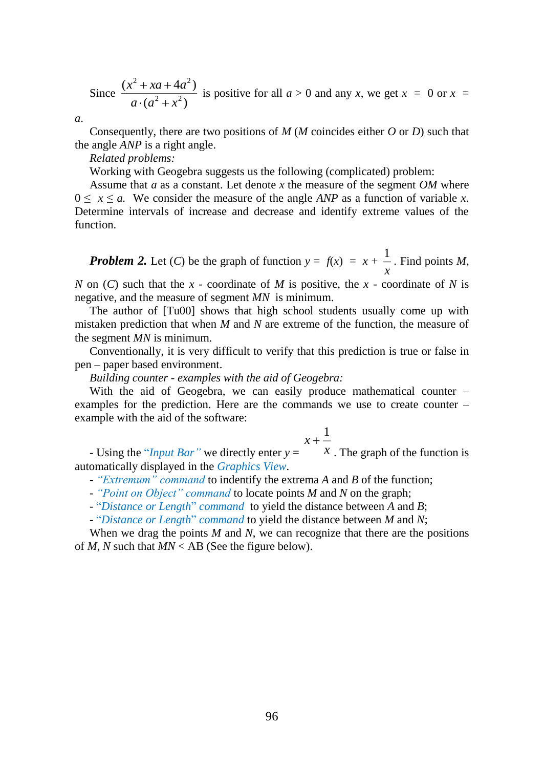Since $\dfrac{(x^2 + xa + 4a^2)}{a \cdot (a^2 + x^2)}$ is positive for all $a > 0$ and any $x$, we get $x = 0$ or $x = a$.

Consequently, there are two positions of $M$ ($M$ coincides either $O$ or $D$) such that the angle $ANP$ is a right angle.

*Related problems:*

Working with Geogebra suggests us the following (complicated) problem:

Assume that $a$ as a constant. Let denote $x$ the measure of the segment $OM$ where $0 \leq x \leq a$. We consider the measure of the angle $ANP$ as a function of variable $x$. Determine intervals of increase and decrease and identify extreme values of the function.

***Problem 2.*** Let ($C$) be the graph of function $y = f(x) = x + \dfrac{1}{x}$. Find points $M$, $N$ on ($C$) such that the $x$ - coordinate of $M$ is positive, the $x$ - coordinate of $N$ is negative, and the measure of segment $MN$ is minimum.

The author of [Tu00] shows that high school students usually come up with mistaken prediction that when $M$ and $N$ are extreme of the function, the measure of the segment $MN$ is minimum.

Conventionally, it is very difficult to verify that this prediction is true or false in pen – paper based environment.

*Building counter - examples with the aid of Geogebra:*

With the aid of Geogebra, we can easily produce mathematical counter – examples for the prediction. Here are the commands we use to create counter – example with the aid of the software:

- Using the *"Input Bar"* we directly enter $y = x + \dfrac{1}{x}$. The graph of the function is automatically displayed in the *Graphics View*.
- *"Extremum" command* to indentify the extrema $A$ and $B$ of the function;
- *"Point on Object" command* to locate points $M$ and $N$ on the graph;
- "*Distance or Length*" *command* to yield the distance between $A$ and $B$;
- "*Distance or Length*" *command* to yield the distance between $M$ and $N$;

When we drag the points $M$ and $N$, we can recognize that there are the positions of $M$, $N$ such that $MN$ < AB (See the figure below).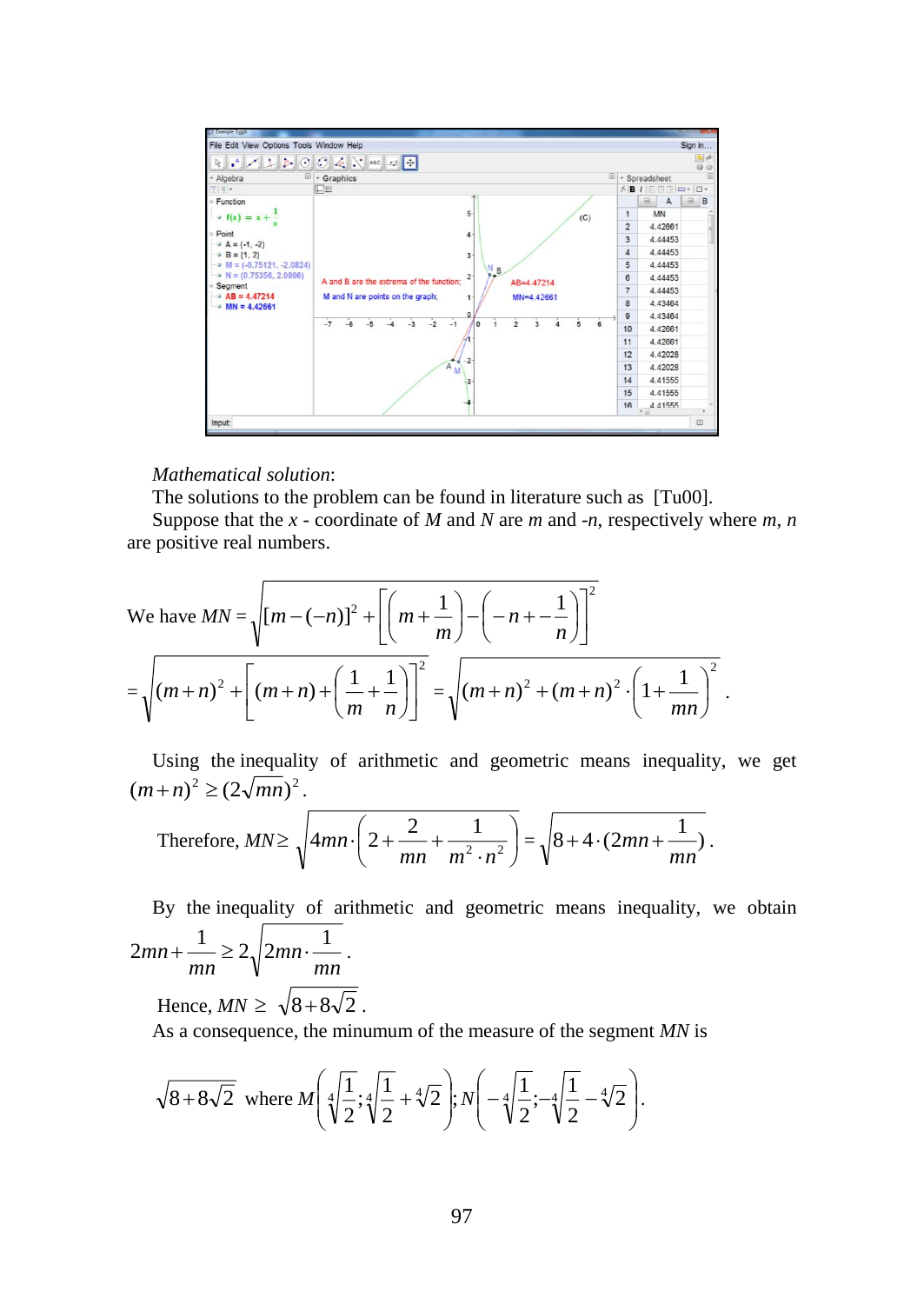*Mathematical solution*:

The solutions to the problem can be found in literature such as [Tu00].

Suppose that the $x$ - coordinate of $M$ and $N$ are $m$ and $-n$, respectively where $m$, $n$ are positive real numbers.

We have $MN = \sqrt{[m-(-n)]^2 + \left[\left(m+\frac{1}{m}\right) - \left(-n+-\frac{1}{n}\right)\right]^2}$

$= \sqrt{(m+n)^2 + \left[(m+n) + \left(\frac{1}{m}+\frac{1}{n}\right)\right]^2} = \sqrt{(m+n)^2 + (m+n)^2\cdot\left(1+\frac{1}{mn}\right)^2}$ .

Using the inequality of arithmetic and geometric means inequality, we get $(m+n)^2 \geq (2\sqrt{mn})^2$.

Therefore, $MN \geq \sqrt{4mn\cdot\left(2+\frac{2}{mn}+\frac{1}{m^2\cdot n^2}\right)} = \sqrt{8+4\cdot(2mn+\frac{1}{mn})}$.

By the inequality of arithmetic and geometric means inequality, we obtain $2mn+\frac{1}{mn} \geq 2\sqrt{2mn\cdot\frac{1}{mn}}$.

Hence, $MN \geq \sqrt{8+8\sqrt{2}}$.

As a consequence, the minumum of the measure of the segment $MN$ is

$\sqrt{8+8\sqrt{2}}$ where $M\left(\sqrt[4]{\frac{1}{2}};\sqrt[4]{\frac{1}{2}}+\sqrt[4]{2}\right); N\left(-\sqrt[4]{\frac{1}{2}};-\sqrt[4]{\frac{1}{2}}-\sqrt[4]{2}\right)$.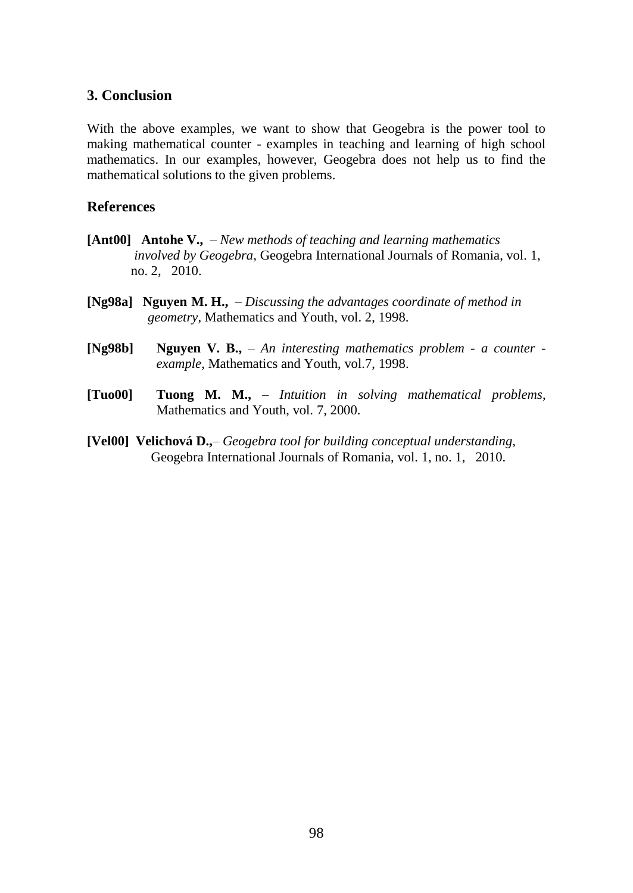## 3. Conclusion

With the above examples, we want to show that Geogebra is the power tool to making mathematical counter - examples in teaching and learning of high school mathematics. In our examples, however, Geogebra does not help us to find the mathematical solutions to the given problems.

## References

**[Ant00]** **Antohe V.,** – *New methods of teaching and learning mathematics involved by Geogebra*, Geogebra International Journals of Romania, vol. 1, no. 2, 2010.

**[Ng98a]** **Nguyen M. H.,** – *Discussing the advantages coordinate of method in geometry*, Mathematics and Youth, vol. 2, 1998.

**[Ng98b]** **Nguyen V. B.,** – *An interesting mathematics problem - a counter - example*, Mathematics and Youth, vol.7, 1998.

**[Tuo00]** **Tuong M. M.,** – *Intuition in solving mathematical problems*, Mathematics and Youth, vol. 7, 2000.

**[Vel00]** **Velichová D.,**– *Geogebra tool for building conceptual understanding*, Geogebra International Journals of Romania, vol. 1, no. 1, 2010.